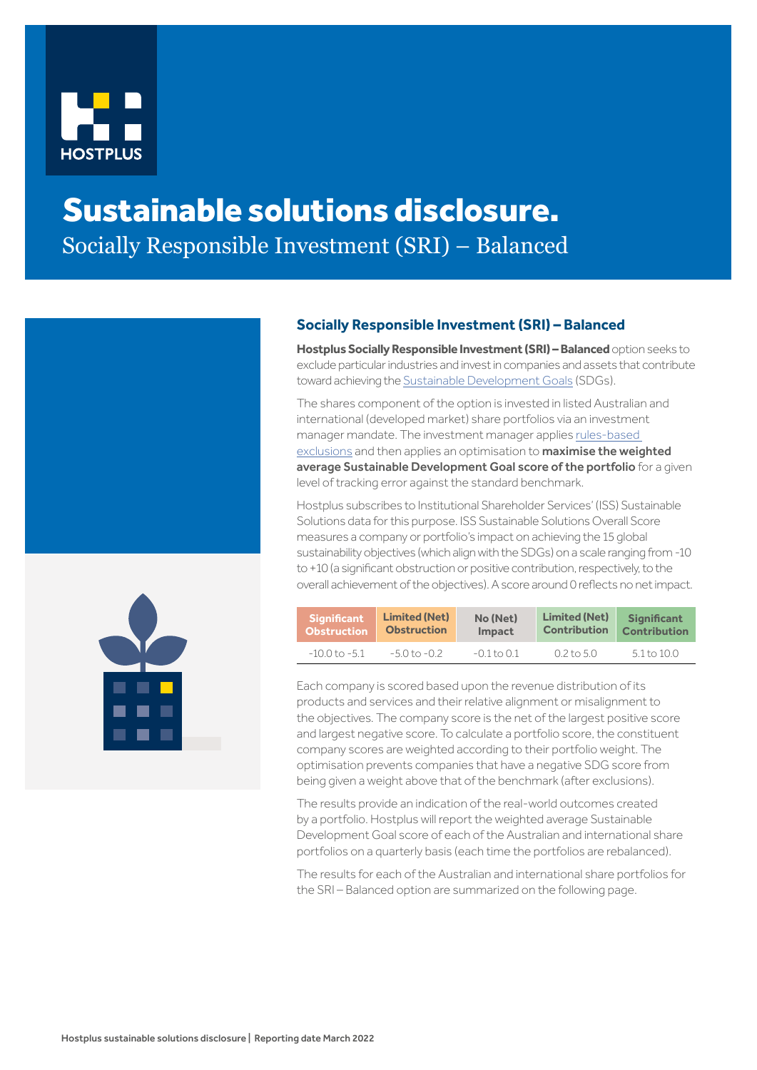# Sustainable solutions disclosure.

Socially Responsible Investment (SRI) – Balanced

## Socially Responsible Investment (SRI) – Balanced

**Hostplus Socially Responsible Investment (SRI) – Balanced** option seeks to exclude particular industries and invest in companies and assets that contribute toward achieving the Sustainable Development Goals (SDGs).

The shares component of the option is invested in listed Australian and international (developed market) share portfolios via an investment manager mandate. The investment manager applies rules-based exclusions and then applies an optimisation to **maximise the weighted average Sustainable Development Goal score of the portfolio** for a given level of tracking error against the standard benchmark.

Hostplus subscribes to Institutional Shareholder Services' (ISS) Sustainable Solutions data for this purpose. ISS Sustainable Solutions Overall Score measures a company or portfolio's impact on achieving the 15 global sustainability objectives (which align with the SDGs) on a scale ranging from -10 to +10 (a significant obstruction or positive contribution, respectively, to the overall achievement of the objectives). A score around 0 reflects no net impact.

| Significant Obstruction | Limited (Net) Obstruction | No (Net) Impact | Limited (Net) Contribution | Significant Contribution |
|---|---|---|---|---|
| -10.0 to -5.1 | -5.0 to -0.2 | -0.1 to 0.1 | 0.2 to 5.0 | 5.1 to 10.0 |

Each company is scored based upon the revenue distribution of its products and services and their relative alignment or misalignment to the objectives. The company score is the net of the largest positive score and largest negative score. To calculate a portfolio score, the constituent company scores are weighted according to their portfolio weight. The optimisation prevents companies that have a negative SDG score from being given a weight above that of the benchmark (after exclusions).

The results provide an indication of the real-world outcomes created by a portfolio. Hostplus will report the weighted average Sustainable Development Goal score of each of the Australian and international share portfolios on a quarterly basis (each time the portfolios are rebalanced).

The results for each of the Australian and international share portfolios for the SRI – Balanced option are summarized on the following page.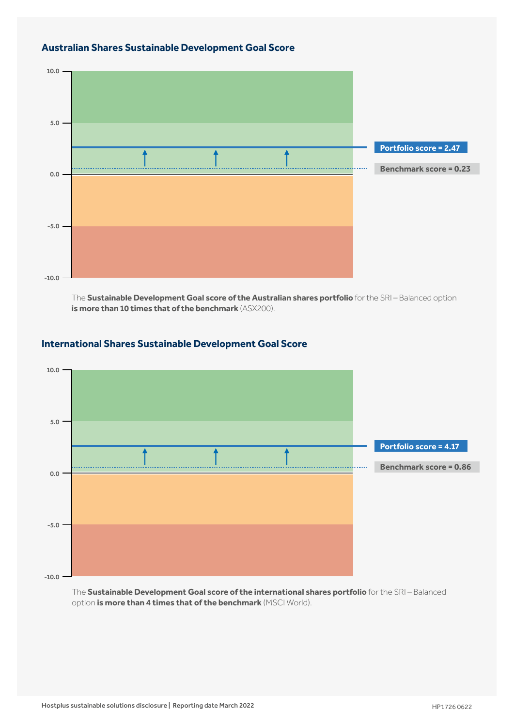## Australian Shares Sustainable Development Goal Score

10.0

5.0

0.0

-5.0

-10.0

Portfolio score = 2.47

Benchmark score = 0.23

The **Sustainable Development Goal score of the Australian shares portfolio** for the SRI – Balanced option **is more than 10 times that of the benchmark** (ASX200).

## International Shares Sustainable Development Goal Score

10.0

5.0

0.0

-5.0

-10.0

Portfolio score = 4.17

Benchmark score = 0.86

The **Sustainable Development Goal score of the international shares portfolio** for the SRI – Balanced option **is more than 4 times that of the benchmark** (MSCI World).